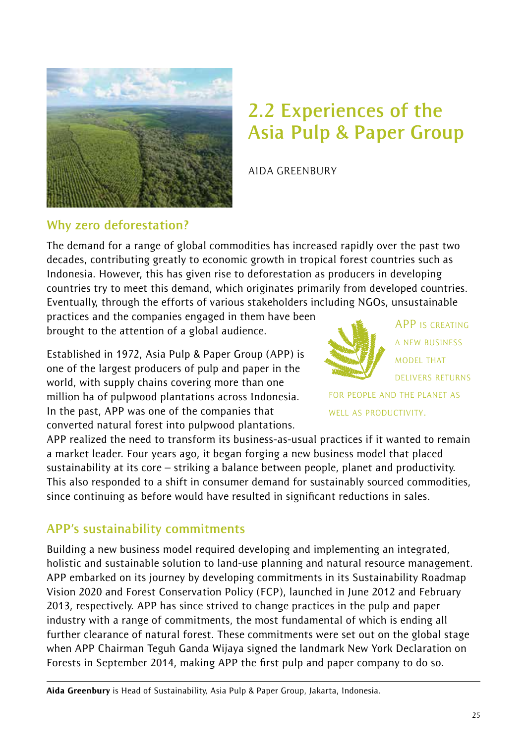## 2.2 Experiences of the Asia Pulp & Paper Group

AIDA GREENBURY

### Why zero deforestation?

The demand for a range of global commodities has increased rapidly over the past two decades, contributing greatly to economic growth in tropical forest countries such as Indonesia. However, this has given rise to deforestation as producers in developing countries try to meet this demand, which originates primarily from developed countries. Eventually, through the efforts of various stakeholders including NGOs, unsustainable practices and the companies engaged in them have been brought to the attention of a global audience.

Established in 1972, Asia Pulp & Paper Group (APP) is one of the largest producers of pulp and paper in the world, with supply chains covering more than one million ha of pulpwood plantations across Indonesia. In the past, APP was one of the companies that converted natural forest into pulpwood plantations. APP realized the need to transform its business-as-usual practices if it wanted to remain a market leader. Four years ago, it began forging a new business model that placed sustainability at its core – striking a balance between people, planet and productivity. This also responded to a shift in consumer demand for sustainably sourced commodities, since continuing as before would have resulted in significant reductions in sales.

> APP IS CREATING A NEW BUSINESS MODEL THAT DELIVERS RETURNS FOR PEOPLE AND THE PLANET AS WELL AS PRODUCTIVITY.

### APP's sustainability commitments

Building a new business model required developing and implementing an integrated, holistic and sustainable solution to land-use planning and natural resource management. APP embarked on its journey by developing commitments in its Sustainability Roadmap Vision 2020 and Forest Conservation Policy (FCP), launched in June 2012 and February 2013, respectively. APP has since strived to change practices in the pulp and paper industry with a range of commitments, the most fundamental of which is ending all further clearance of natural forest. These commitments were set out on the global stage when APP Chairman Teguh Ganda Wijaya signed the landmark New York Declaration on Forests in September 2014, making APP the first pulp and paper company to do so.

---

**Aida Greenbury** is Head of Sustainability, Asia Pulp & Paper Group, Jakarta, Indonesia.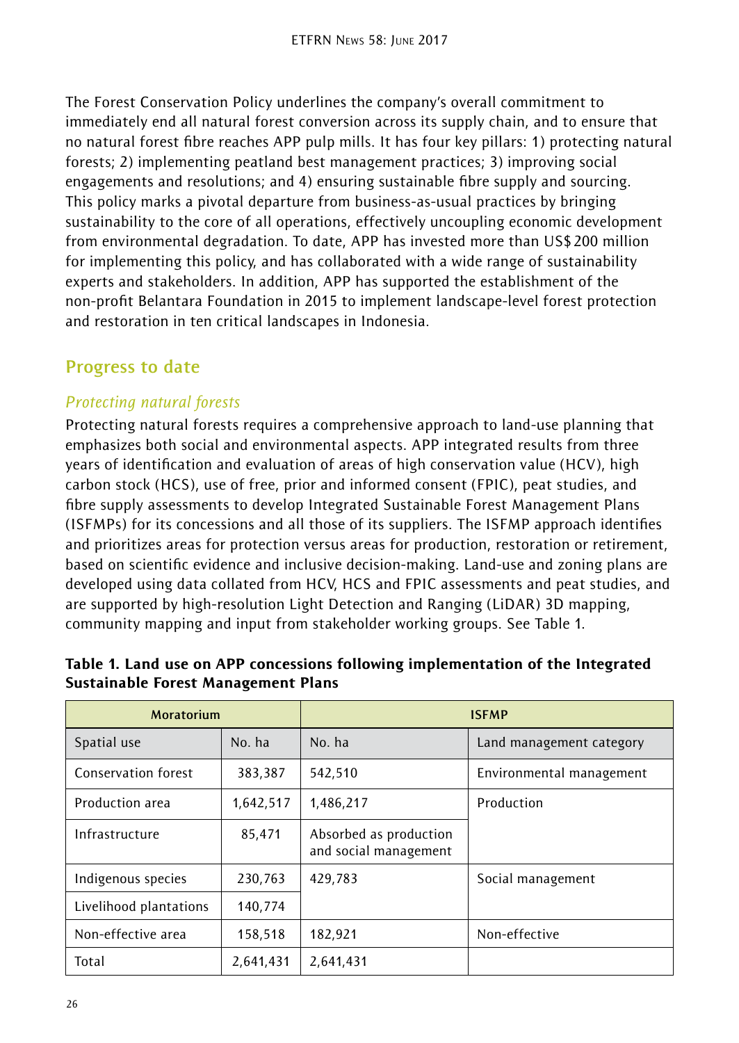The Forest Conservation Policy underlines the company's overall commitment to immediately end all natural forest conversion across its supply chain, and to ensure that no natural forest fibre reaches APP pulp mills. It has four key pillars: 1) protecting natural forests; 2) implementing peatland best management practices; 3) improving social engagements and resolutions; and 4) ensuring sustainable fibre supply and sourcing. This policy marks a pivotal departure from business-as-usual practices by bringing sustainability to the core of all operations, effectively uncoupling economic development from environmental degradation. To date, APP has invested more than US$ 200 million for implementing this policy, and has collaborated with a wide range of sustainability experts and stakeholders. In addition, APP has supported the establishment of the non-profit Belantara Foundation in 2015 to implement landscape-level forest protection and restoration in ten critical landscapes in Indonesia.

## Progress to date

### *Protecting natural forests*

Protecting natural forests requires a comprehensive approach to land-use planning that emphasizes both social and environmental aspects. APP integrated results from three years of identification and evaluation of areas of high conservation value (HCV), high carbon stock (HCS), use of free, prior and informed consent (FPIC), peat studies, and fibre supply assessments to develop Integrated Sustainable Forest Management Plans (ISFMPs) for its concessions and all those of its suppliers. The ISFMP approach identifies and prioritizes areas for protection versus areas for production, restoration or retirement, based on scientific evidence and inclusive decision-making. Land-use and zoning plans are developed using data collated from HCV, HCS and FPIC assessments and peat studies, and are supported by high-resolution Light Detection and Ranging (LiDAR) 3D mapping, community mapping and input from stakeholder working groups. See Table 1.

**Table 1. Land use on APP concessions following implementation of the Integrated Sustainable Forest Management Plans**

| Moratorium | | ISFMP | |
|---|---|---|---|
| Spatial use | No. ha | No. ha | Land management category |
| Conservation forest | 383,387 | 542,510 | Environmental management |
| Production area | 1,642,517 | 1,486,217 | Production |
| Infrastructure | 85,471 | Absorbed as production and social management | |
| Indigenous species | 230,763 | 429,783 | Social management |
| Livelihood plantations | 140,774 | | |
| Non-effective area | 158,518 | 182,921 | Non-effective |
| Total | 2,641,431 | 2,641,431 | |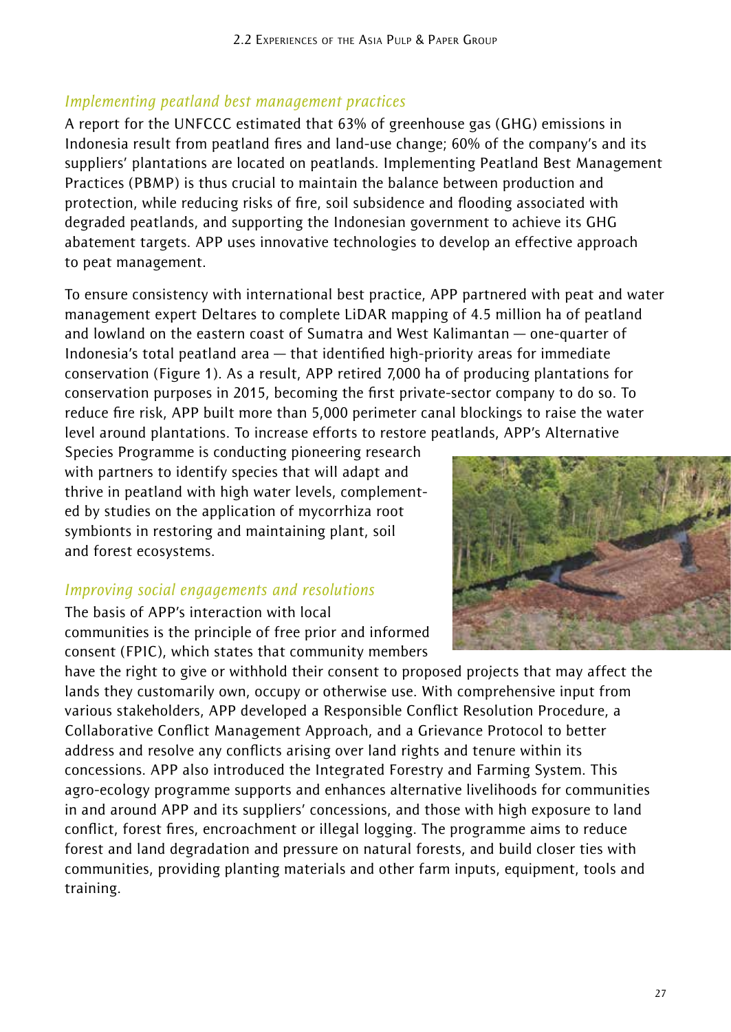### *Implementing peatland best management practices*

A report for the UNFCCC estimated that 63% of greenhouse gas (GHG) emissions in Indonesia result from peatland fires and land-use change; 60% of the company's and its suppliers' plantations are located on peatlands. Implementing Peatland Best Management Practices (PBMP) is thus crucial to maintain the balance between production and protection, while reducing risks of fire, soil subsidence and flooding associated with degraded peatlands, and supporting the Indonesian government to achieve its GHG abatement targets. APP uses innovative technologies to develop an effective approach to peat management.

To ensure consistency with international best practice, APP partnered with peat and water management expert Deltares to complete LiDAR mapping of 4.5 million ha of peatland and lowland on the eastern coast of Sumatra and West Kalimantan — one-quarter of Indonesia's total peatland area — that identified high-priority areas for immediate conservation (Figure 1). As a result, APP retired 7,000 ha of producing plantations for conservation purposes in 2015, becoming the first private-sector company to do so. To reduce fire risk, APP built more than 5,000 perimeter canal blockings to raise the water level around plantations. To increase efforts to restore peatlands, APP's Alternative Species Programme is conducting pioneering research with partners to identify species that will adapt and thrive in peatland with high water levels, complemented by studies on the application of mycorrhiza root symbionts in restoring and maintaining plant, soil and forest ecosystems.

### *Improving social engagements and resolutions*

The basis of APP's interaction with local communities is the principle of free prior and informed consent (FPIC), which states that community members have the right to give or withhold their consent to proposed projects that may affect the lands they customarily own, occupy or otherwise use. With comprehensive input from various stakeholders, APP developed a Responsible Conflict Resolution Procedure, a Collaborative Conflict Management Approach, and a Grievance Protocol to better address and resolve any conflicts arising over land rights and tenure within its concessions. APP also introduced the Integrated Forestry and Farming System. This agro-ecology programme supports and enhances alternative livelihoods for communities in and around APP and its suppliers' concessions, and those with high exposure to land conflict, forest fires, encroachment or illegal logging. The programme aims to reduce forest and land degradation and pressure on natural forests, and build closer ties with communities, providing planting materials and other farm inputs, equipment, tools and training.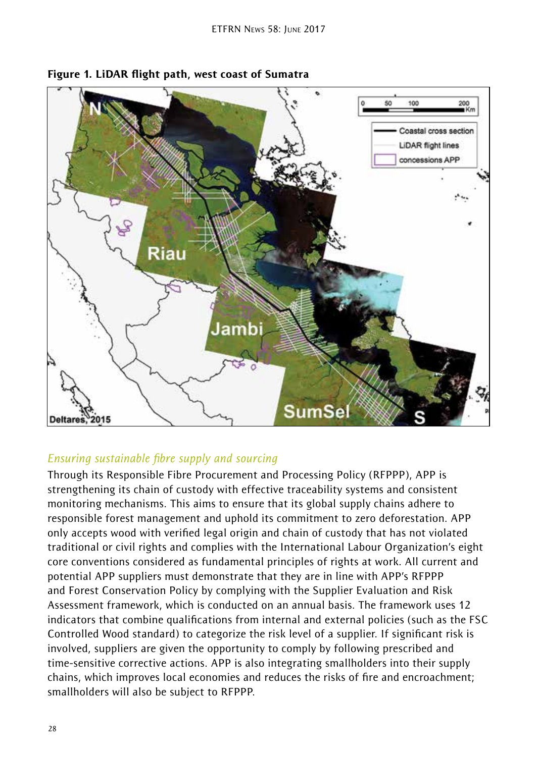**Figure 1. LiDAR flight path, west coast of Sumatra**

## *Ensuring sustainable fibre supply and sourcing*

Through its Responsible Fibre Procurement and Processing Policy (RFPPP), APP is strengthening its chain of custody with effective traceability systems and consistent monitoring mechanisms. This aims to ensure that its global supply chains adhere to responsible forest management and uphold its commitment to zero deforestation. APP only accepts wood with verified legal origin and chain of custody that has not violated traditional or civil rights and complies with the International Labour Organization's eight core conventions considered as fundamental principles of rights at work. All current and potential APP suppliers must demonstrate that they are in line with APP's RFPPP and Forest Conservation Policy by complying with the Supplier Evaluation and Risk Assessment framework, which is conducted on an annual basis. The framework uses 12 indicators that combine qualifications from internal and external policies (such as the FSC Controlled Wood standard) to categorize the risk level of a supplier. If significant risk is involved, suppliers are given the opportunity to comply by following prescribed and time-sensitive corrective actions. APP is also integrating smallholders into their supply chains, which improves local economies and reduces the risks of fire and encroachment; smallholders will also be subject to RFPPP.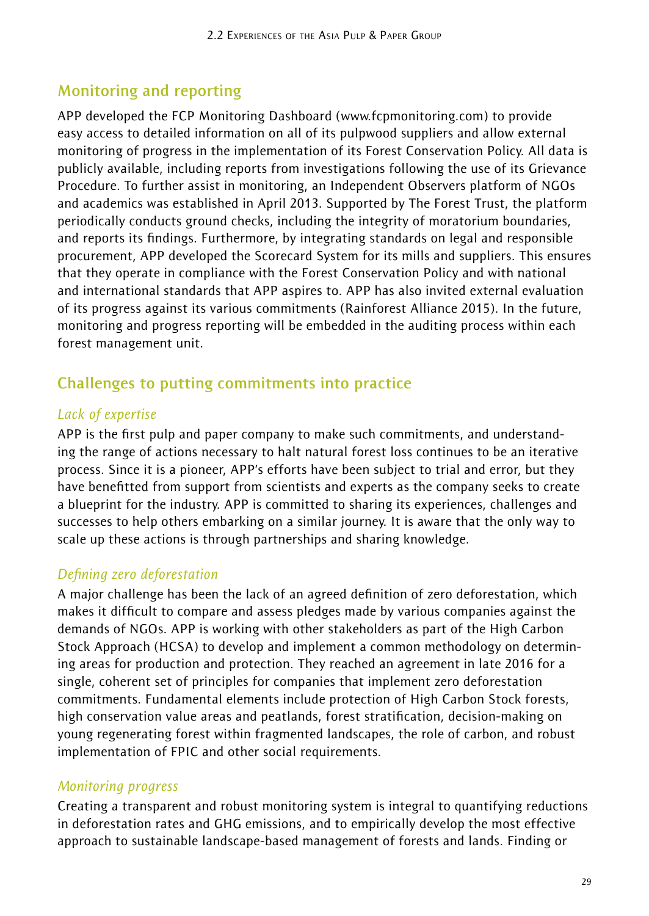## Monitoring and reporting

APP developed the FCP Monitoring Dashboard (www.fcpmonitoring.com) to provide easy access to detailed information on all of its pulpwood suppliers and allow external monitoring of progress in the implementation of its Forest Conservation Policy. All data is publicly available, including reports from investigations following the use of its Grievance Procedure. To further assist in monitoring, an Independent Observers platform of NGOs and academics was established in April 2013. Supported by The Forest Trust, the platform periodically conducts ground checks, including the integrity of moratorium boundaries, and reports its findings. Furthermore, by integrating standards on legal and responsible procurement, APP developed the Scorecard System for its mills and suppliers. This ensures that they operate in compliance with the Forest Conservation Policy and with national and international standards that APP aspires to. APP has also invited external evaluation of its progress against its various commitments (Rainforest Alliance 2015). In the future, monitoring and progress reporting will be embedded in the auditing process within each forest management unit.

## Challenges to putting commitments into practice

### *Lack of expertise*

APP is the first pulp and paper company to make such commitments, and understanding the range of actions necessary to halt natural forest loss continues to be an iterative process. Since it is a pioneer, APP's efforts have been subject to trial and error, but they have benefitted from support from scientists and experts as the company seeks to create a blueprint for the industry. APP is committed to sharing its experiences, challenges and successes to help others embarking on a similar journey. It is aware that the only way to scale up these actions is through partnerships and sharing knowledge.

### *Defining zero deforestation*

A major challenge has been the lack of an agreed definition of zero deforestation, which makes it difficult to compare and assess pledges made by various companies against the demands of NGOs. APP is working with other stakeholders as part of the High Carbon Stock Approach (HCSA) to develop and implement a common methodology on determining areas for production and protection. They reached an agreement in late 2016 for a single, coherent set of principles for companies that implement zero deforestation commitments. Fundamental elements include protection of High Carbon Stock forests, high conservation value areas and peatlands, forest stratification, decision-making on young regenerating forest within fragmented landscapes, the role of carbon, and robust implementation of FPIC and other social requirements.

### *Monitoring progress*

Creating a transparent and robust monitoring system is integral to quantifying reductions in deforestation rates and GHG emissions, and to empirically develop the most effective approach to sustainable landscape-based management of forests and lands. Finding or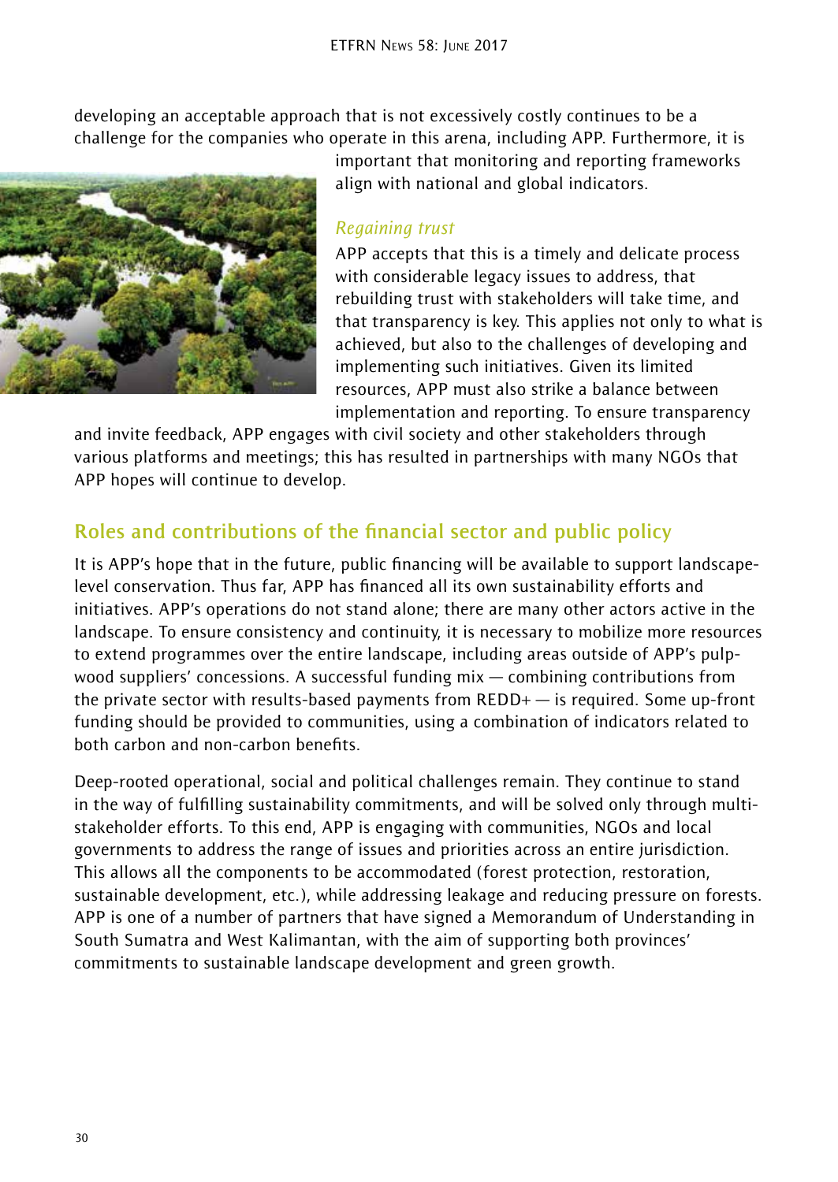developing an acceptable approach that is not excessively costly continues to be a challenge for the companies who operate in this arena, including APP. Furthermore, it is important that monitoring and reporting frameworks align with national and global indicators.

### *Regaining trust*

APP accepts that this is a timely and delicate process with considerable legacy issues to address, that rebuilding trust with stakeholders will take time, and that transparency is key. This applies not only to what is achieved, but also to the challenges of developing and implementing such initiatives. Given its limited resources, APP must also strike a balance between implementation and reporting. To ensure transparency and invite feedback, APP engages with civil society and other stakeholders through various platforms and meetings; this has resulted in partnerships with many NGOs that APP hopes will continue to develop.

## Roles and contributions of the financial sector and public policy

It is APP's hope that in the future, public financing will be available to support landscape-level conservation. Thus far, APP has financed all its own sustainability efforts and initiatives. APP's operations do not stand alone; there are many other actors active in the landscape. To ensure consistency and continuity, it is necessary to mobilize more resources to extend programmes over the entire landscape, including areas outside of APP's pulp-wood suppliers' concessions. A successful funding mix — combining contributions from the private sector with results-based payments from REDD+ — is required. Some up-front funding should be provided to communities, using a combination of indicators related to both carbon and non-carbon benefits.

Deep-rooted operational, social and political challenges remain. They continue to stand in the way of fulfilling sustainability commitments, and will be solved only through multi-stakeholder efforts. To this end, APP is engaging with communities, NGOs and local governments to address the range of issues and priorities across an entire jurisdiction. This allows all the components to be accommodated (forest protection, restoration, sustainable development, etc.), while addressing leakage and reducing pressure on forests. APP is one of a number of partners that have signed a Memorandum of Understanding in South Sumatra and West Kalimantan, with the aim of supporting both provinces' commitments to sustainable landscape development and green growth.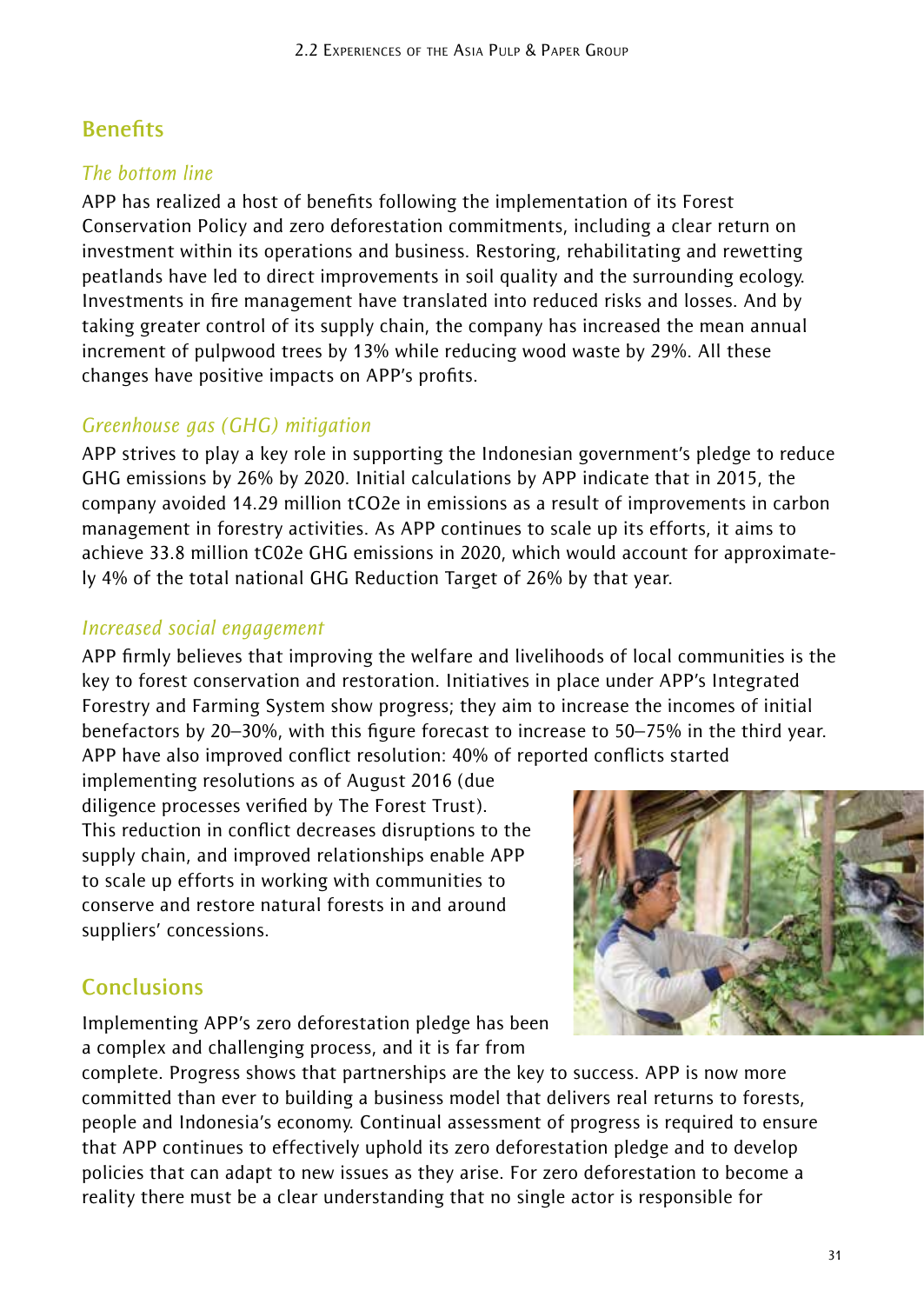## Benefits

### *The bottom line*

APP has realized a host of benefits following the implementation of its Forest Conservation Policy and zero deforestation commitments, including a clear return on investment within its operations and business. Restoring, rehabilitating and rewetting peatlands have led to direct improvements in soil quality and the surrounding ecology. Investments in fire management have translated into reduced risks and losses. And by taking greater control of its supply chain, the company has increased the mean annual increment of pulpwood trees by 13% while reducing wood waste by 29%. All these changes have positive impacts on APP's profits.

### *Greenhouse gas (GHG) mitigation*

APP strives to play a key role in supporting the Indonesian government's pledge to reduce GHG emissions by 26% by 2020. Initial calculations by APP indicate that in 2015, the company avoided 14.29 million tCO2e in emissions as a result of improvements in carbon management in forestry activities. As APP continues to scale up its efforts, it aims to achieve 33.8 million tC02e GHG emissions in 2020, which would account for approximately 4% of the total national GHG Reduction Target of 26% by that year.

### *Increased social engagement*

APP firmly believes that improving the welfare and livelihoods of local communities is the key to forest conservation and restoration. Initiatives in place under APP's Integrated Forestry and Farming System show progress; they aim to increase the incomes of initial benefactors by 20–30%, with this figure forecast to increase to 50–75% in the third year. APP have also improved conflict resolution: 40% of reported conflicts started implementing resolutions as of August 2016 (due diligence processes verified by The Forest Trust). This reduction in conflict decreases disruptions to the supply chain, and improved relationships enable APP to scale up efforts in working with communities to conserve and restore natural forests in and around suppliers' concessions.

## Conclusions

Implementing APP's zero deforestation pledge has been a complex and challenging process, and it is far from complete. Progress shows that partnerships are the key to success. APP is now more committed than ever to building a business model that delivers real returns to forests, people and Indonesia's economy. Continual assessment of progress is required to ensure that APP continues to effectively uphold its zero deforestation pledge and to develop policies that can adapt to new issues as they arise. For zero deforestation to become a reality there must be a clear understanding that no single actor is responsible for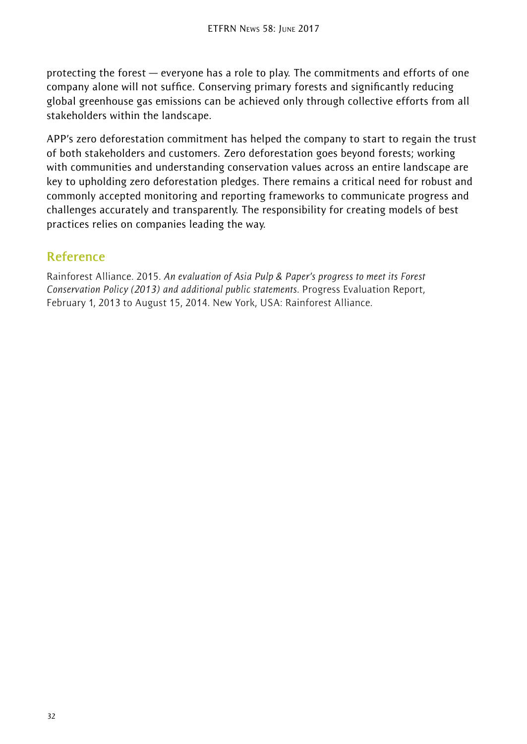protecting the forest — everyone has a role to play. The commitments and efforts of one company alone will not suffice. Conserving primary forests and significantly reducing global greenhouse gas emissions can be achieved only through collective efforts from all stakeholders within the landscape.

APP's zero deforestation commitment has helped the company to start to regain the trust of both stakeholders and customers. Zero deforestation goes beyond forests; working with communities and understanding conservation values across an entire landscape are key to upholding zero deforestation pledges. There remains a critical need for robust and commonly accepted monitoring and reporting frameworks to communicate progress and challenges accurately and transparently. The responsibility for creating models of best practices relies on companies leading the way.

## Reference

Rainforest Alliance. 2015. *An evaluation of Asia Pulp & Paper's progress to meet its Forest Conservation Policy (2013) and additional public statements*. Progress Evaluation Report, February 1, 2013 to August 15, 2014. New York, USA: Rainforest Alliance.